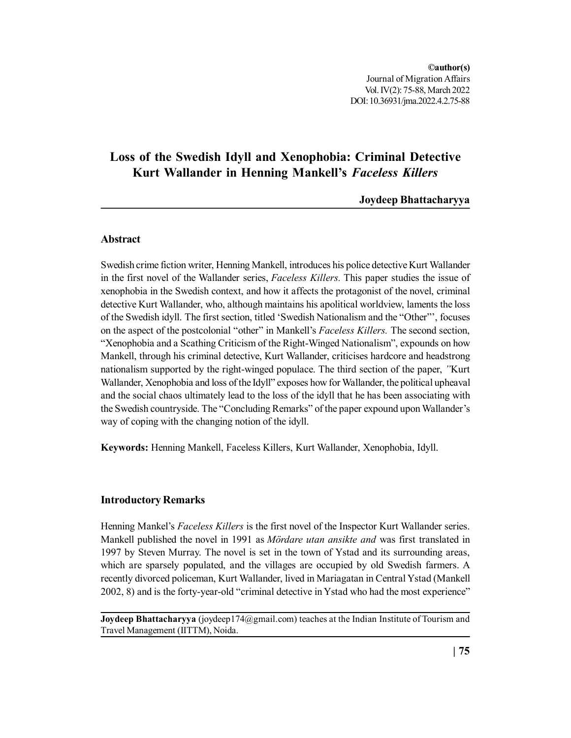©author(s)
Journal of Migration Affairs
Vol. IV(2): 75-88, March 2022
DOI: 10.36931/jma.2022.4.2.75-88

# Loss of the Swedish Idyll and Xenophobia: Criminal Detective Kurt Wallander in Henning Mankell's *Faceless Killers*

**Joydeep Bhattacharyya**

## Abstract

Swedish crime fiction writer, Henning Mankell, introduces his police detective Kurt Wallander in the first novel of the Wallander series, *Faceless Killers.* This paper studies the issue of xenophobia in the Swedish context, and how it affects the protagonist of the novel, criminal detective Kurt Wallander, who, although maintains his apolitical worldview, laments the loss of the Swedish idyll. The first section, titled 'Swedish Nationalism and the "Other"', focuses on the aspect of the postcolonial "other" in Mankell's *Faceless Killers.* The second section, "Xenophobia and a Scathing Criticism of the Right-Winged Nationalism", expounds on how Mankell, through his criminal detective, Kurt Wallander, criticises hardcore and headstrong nationalism supported by the right-winged populace. The third section of the paper, *"*Kurt Wallander, Xenophobia and loss of the Idyll" exposes how for Wallander, the political upheaval and the social chaos ultimately lead to the loss of the idyll that he has been associating with the Swedish countryside. The "Concluding Remarks" of the paper expound upon Wallander's way of coping with the changing notion of the idyll.

**Keywords:** Henning Mankell, Faceless Killers, Kurt Wallander, Xenophobia, Idyll.

## Introductory Remarks

Henning Mankel's *Faceless Killers* is the first novel of the Inspector Kurt Wallander series. Mankell published the novel in 1991 as *Mördare utan ansikte and* was first translated in 1997 by Steven Murray. The novel is set in the town of Ystad and its surrounding areas, which are sparsely populated, and the villages are occupied by old Swedish farmers. A recently divorced policeman, Kurt Wallander, lived in Mariagatan in Central Ystad (Mankell 2002, 8) and is the forty-year-old "criminal detective in Ystad who had the most experience"

**Joydeep Bhattacharyya** (joydeep174@gmail.com) teaches at the Indian Institute of Tourism and Travel Management (IITTM), Noida.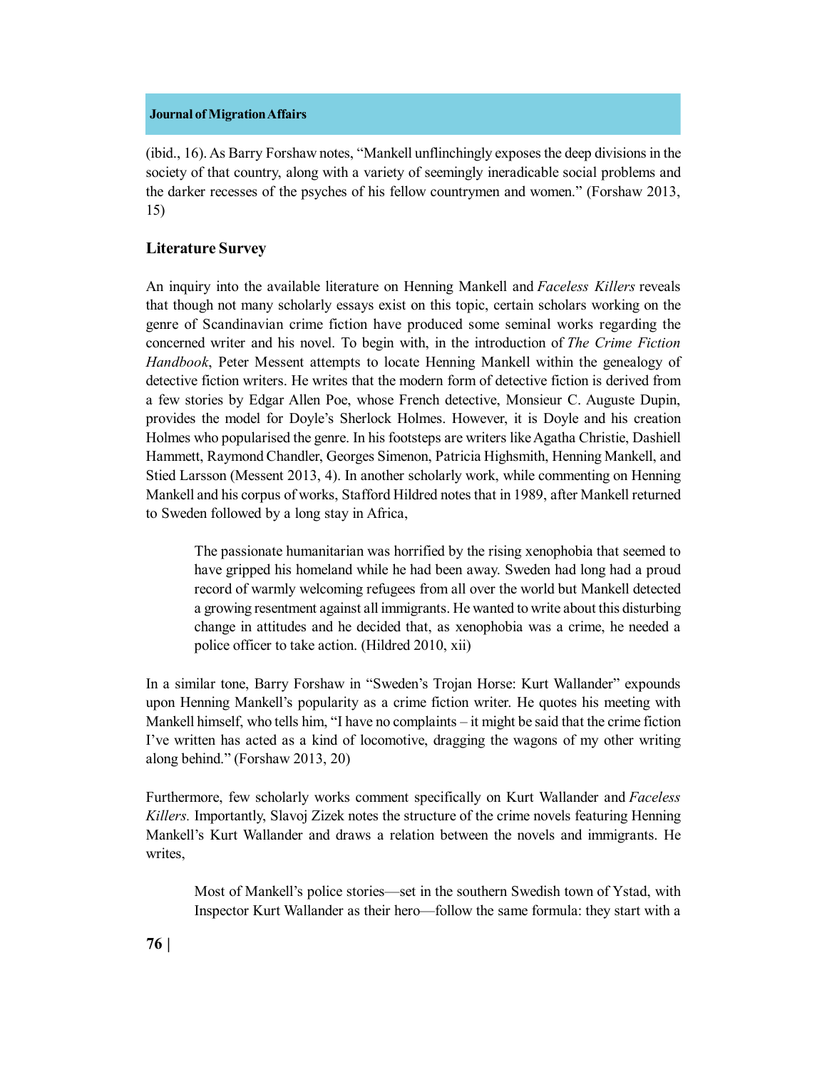(ibid., 16). As Barry Forshaw notes, "Mankell unflinchingly exposes the deep divisions in the society of that country, along with a variety of seemingly ineradicable social problems and the darker recesses of the psyches of his fellow countrymen and women." (Forshaw 2013, 15)

## Literature Survey

An inquiry into the available literature on Henning Mankell and *Faceless Killers* reveals that though not many scholarly essays exist on this topic, certain scholars working on the genre of Scandinavian crime fiction have produced some seminal works regarding the concerned writer and his novel. To begin with, in the introduction of *The Crime Fiction Handbook*, Peter Messent attempts to locate Henning Mankell within the genealogy of detective fiction writers. He writes that the modern form of detective fiction is derived from a few stories by Edgar Allen Poe, whose French detective, Monsieur C. Auguste Dupin, provides the model for Doyle's Sherlock Holmes. However, it is Doyle and his creation Holmes who popularised the genre. In his footsteps are writers like Agatha Christie, Dashiell Hammett, Raymond Chandler, Georges Simenon, Patricia Highsmith, Henning Mankell, and Stied Larsson (Messent 2013, 4). In another scholarly work, while commenting on Henning Mankell and his corpus of works, Stafford Hildred notes that in 1989, after Mankell returned to Sweden followed by a long stay in Africa,

> The passionate humanitarian was horrified by the rising xenophobia that seemed to have gripped his homeland while he had been away. Sweden had long had a proud record of warmly welcoming refugees from all over the world but Mankell detected a growing resentment against all immigrants. He wanted to write about this disturbing change in attitudes and he decided that, as xenophobia was a crime, he needed a police officer to take action. (Hildred 2010, xii)

In a similar tone, Barry Forshaw in "Sweden's Trojan Horse: Kurt Wallander" expounds upon Henning Mankell's popularity as a crime fiction writer. He quotes his meeting with Mankell himself, who tells him, "I have no complaints – it might be said that the crime fiction I've written has acted as a kind of locomotive, dragging the wagons of my other writing along behind." (Forshaw 2013, 20)

Furthermore, few scholarly works comment specifically on Kurt Wallander and *Faceless Killers.* Importantly, Slavoj Zizek notes the structure of the crime novels featuring Henning Mankell's Kurt Wallander and draws a relation between the novels and immigrants. He writes,

> Most of Mankell's police stories—set in the southern Swedish town of Ystad, with Inspector Kurt Wallander as their hero—follow the same formula: they start with a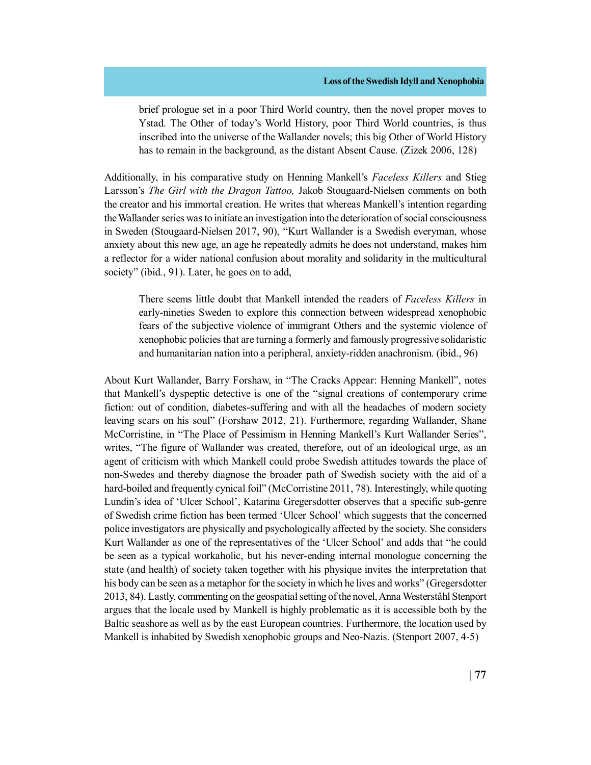> brief prologue set in a poor Third World country, then the novel proper moves to Ystad. The Other of today's World History, poor Third World countries, is thus inscribed into the universe of the Wallander novels; this big Other of World History has to remain in the background, as the distant Absent Cause. (Zizek 2006, 128)

Additionally, in his comparative study on Henning Mankell's *Faceless Killers* and Stieg Larsson's *The Girl with the Dragon Tattoo,* Jakob Stougaard-Nielsen comments on both the creator and his immortal creation. He writes that whereas Mankell's intention regarding the Wallander series was to initiate an investigation into the deterioration of social consciousness in Sweden (Stougaard-Nielsen 2017, 90), "Kurt Wallander is a Swedish everyman, whose anxiety about this new age, an age he repeatedly admits he does not understand, makes him a reflector for a wider national confusion about morality and solidarity in the multicultural society" (ibid., 91). Later, he goes on to add,

> There seems little doubt that Mankell intended the readers of *Faceless Killers* in early-nineties Sweden to explore this connection between widespread xenophobic fears of the subjective violence of immigrant Others and the systemic violence of xenophobic policies that are turning a formerly and famously progressive solidaristic and humanitarian nation into a peripheral, anxiety-ridden anachronism. (ibid., 96)

About Kurt Wallander, Barry Forshaw, in "The Cracks Appear: Henning Mankell", notes that Mankell's dyspeptic detective is one of the "signal creations of contemporary crime fiction: out of condition, diabetes-suffering and with all the headaches of modern society leaving scars on his soul" (Forshaw 2012, 21). Furthermore, regarding Wallander, Shane McCorristine, in "The Place of Pessimism in Henning Mankell's Kurt Wallander Series", writes, "The figure of Wallander was created, therefore, out of an ideological urge, as an agent of criticism with which Mankell could probe Swedish attitudes towards the place of non-Swedes and thereby diagnose the broader path of Swedish society with the aid of a hard-boiled and frequently cynical foil" (McCorristine 2011, 78). Interestingly, while quoting Lundin's idea of 'Ulcer School', Katarina Gregersdotter observes that a specific sub-genre of Swedish crime fiction has been termed 'Ulcer School' which suggests that the concerned police investigators are physically and psychologically affected by the society. She considers Kurt Wallander as one of the representatives of the 'Ulcer School' and adds that "he could be seen as a typical workaholic, but his never-ending internal monologue concerning the state (and health) of society taken together with his physique invites the interpretation that his body can be seen as a metaphor for the society in which he lives and works" (Gregersdotter 2013, 84). Lastly, commenting on the geospatial setting of the novel, Anna Westerståhl Stenport argues that the locale used by Mankell is highly problematic as it is accessible both by the Baltic seashore as well as by the east European countries. Furthermore, the location used by Mankell is inhabited by Swedish xenophobic groups and Neo-Nazis. (Stenport 2007, 4-5)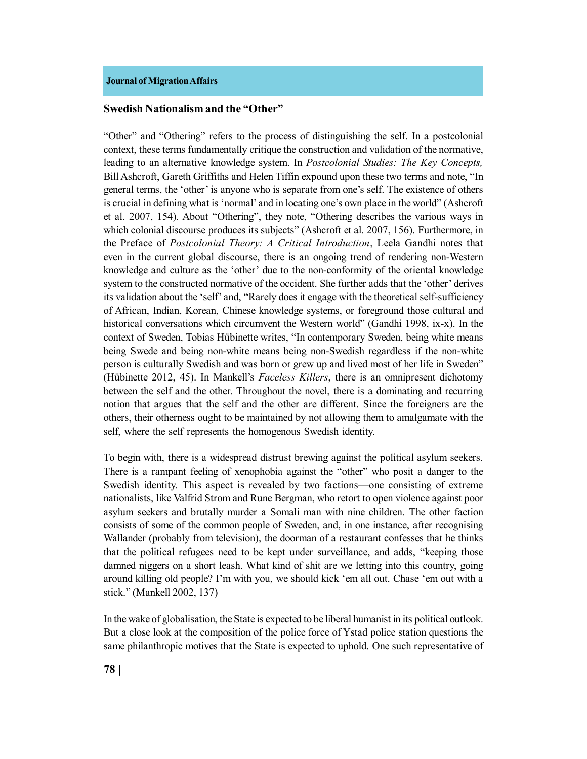## Swedish Nationalism and the "Other"

"Other" and "Othering" refers to the process of distinguishing the self. In a postcolonial context, these terms fundamentally critique the construction and validation of the normative, leading to an alternative knowledge system. In *Postcolonial Studies: The Key Concepts,* Bill Ashcroft, Gareth Griffiths and Helen Tiffin expound upon these two terms and note, "In general terms, the 'other' is anyone who is separate from one's self. The existence of others is crucial in defining what is 'normal' and in locating one's own place in the world" (Ashcroft et al. 2007, 154). About "Othering", they note, "Othering describes the various ways in which colonial discourse produces its subjects" (Ashcroft et al. 2007, 156). Furthermore, in the Preface of *Postcolonial Theory: A Critical Introduction*, Leela Gandhi notes that even in the current global discourse, there is an ongoing trend of rendering non-Western knowledge and culture as the 'other' due to the non-conformity of the oriental knowledge system to the constructed normative of the occident. She further adds that the 'other' derives its validation about the 'self' and, "Rarely does it engage with the theoretical self-sufficiency of African, Indian, Korean, Chinese knowledge systems, or foreground those cultural and historical conversations which circumvent the Western world" (Gandhi 1998, ix-x). In the context of Sweden, Tobias Hübinette writes, "In contemporary Sweden, being white means being Swede and being non-white means being non-Swedish regardless if the non-white person is culturally Swedish and was born or grew up and lived most of her life in Sweden" (Hübinette 2012, 45). In Mankell's *Faceless Killers*, there is an omnipresent dichotomy between the self and the other. Throughout the novel, there is a dominating and recurring notion that argues that the self and the other are different. Since the foreigners are the others, their otherness ought to be maintained by not allowing them to amalgamate with the self, where the self represents the homogenous Swedish identity.

To begin with, there is a widespread distrust brewing against the political asylum seekers. There is a rampant feeling of xenophobia against the "other" who posit a danger to the Swedish identity. This aspect is revealed by two factions—one consisting of extreme nationalists, like Valfrid Strom and Rune Bergman, who retort to open violence against poor asylum seekers and brutally murder a Somali man with nine children. The other faction consists of some of the common people of Sweden, and, in one instance, after recognising Wallander (probably from television), the doorman of a restaurant confesses that he thinks that the political refugees need to be kept under surveillance, and adds, "keeping those damned niggers on a short leash. What kind of shit are we letting into this country, going around killing old people? I'm with you, we should kick 'em all out. Chase 'em out with a stick." (Mankell 2002, 137)

In the wake of globalisation, the State is expected to be liberal humanist in its political outlook. But a close look at the composition of the police force of Ystad police station questions the same philanthropic motives that the State is expected to uphold. One such representative of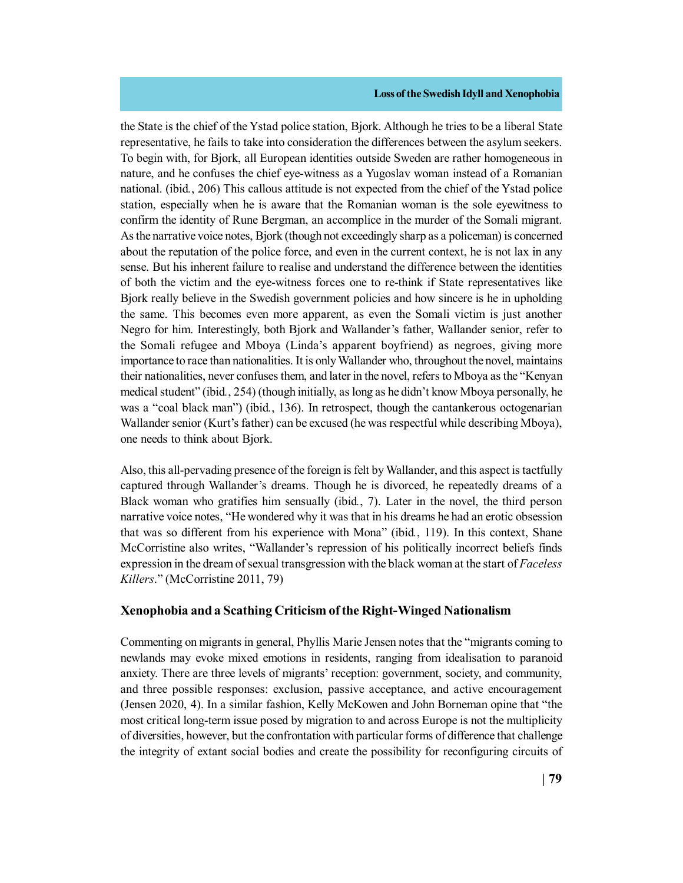the State is the chief of the Ystad police station, Bjork. Although he tries to be a liberal State representative, he fails to take into consideration the differences between the asylum seekers. To begin with, for Bjork, all European identities outside Sweden are rather homogeneous in nature, and he confuses the chief eye-witness as a Yugoslav woman instead of a Romanian national. (ibid., 206) This callous attitude is not expected from the chief of the Ystad police station, especially when he is aware that the Romanian woman is the sole eyewitness to confirm the identity of Rune Bergman, an accomplice in the murder of the Somali migrant. As the narrative voice notes, Bjork (though not exceedingly sharp as a policeman) is concerned about the reputation of the police force, and even in the current context, he is not lax in any sense. But his inherent failure to realise and understand the difference between the identities of both the victim and the eye-witness forces one to re-think if State representatives like Bjork really believe in the Swedish government policies and how sincere is he in upholding the same. This becomes even more apparent, as even the Somali victim is just another Negro for him. Interestingly, both Bjork and Wallander's father, Wallander senior, refer to the Somali refugee and Mboya (Linda's apparent boyfriend) as negroes, giving more importance to race than nationalities. It is only Wallander who, throughout the novel, maintains their nationalities, never confuses them, and later in the novel, refers to Mboya as the "Kenyan medical student" (ibid., 254) (though initially, as long as he didn't know Mboya personally, he was a "coal black man") (ibid., 136). In retrospect, though the cantankerous octogenarian Wallander senior (Kurt's father) can be excused (he was respectful while describing Mboya), one needs to think about Bjork.

Also, this all-pervading presence of the foreign is felt by Wallander, and this aspect is tactfully captured through Wallander's dreams. Though he is divorced, he repeatedly dreams of a Black woman who gratifies him sensually (ibid., 7). Later in the novel, the third person narrative voice notes, "He wondered why it was that in his dreams he had an erotic obsession that was so different from his experience with Mona" (ibid., 119). In this context, Shane McCorristine also writes, "Wallander's repression of his politically incorrect beliefs finds expression in the dream of sexual transgression with the black woman at the start of *Faceless Killers*." (McCorristine 2011, 79)

## Xenophobia and a Scathing Criticism of the Right-Winged Nationalism

Commenting on migrants in general, Phyllis Marie Jensen notes that the "migrants coming to newlands may evoke mixed emotions in residents, ranging from idealisation to paranoid anxiety. There are three levels of migrants' reception: government, society, and community, and three possible responses: exclusion, passive acceptance, and active encouragement (Jensen 2020, 4). In a similar fashion, Kelly McKowen and John Borneman opine that "the most critical long-term issue posed by migration to and across Europe is not the multiplicity of diversities, however, but the confrontation with particular forms of difference that challenge the integrity of extant social bodies and create the possibility for reconfiguring circuits of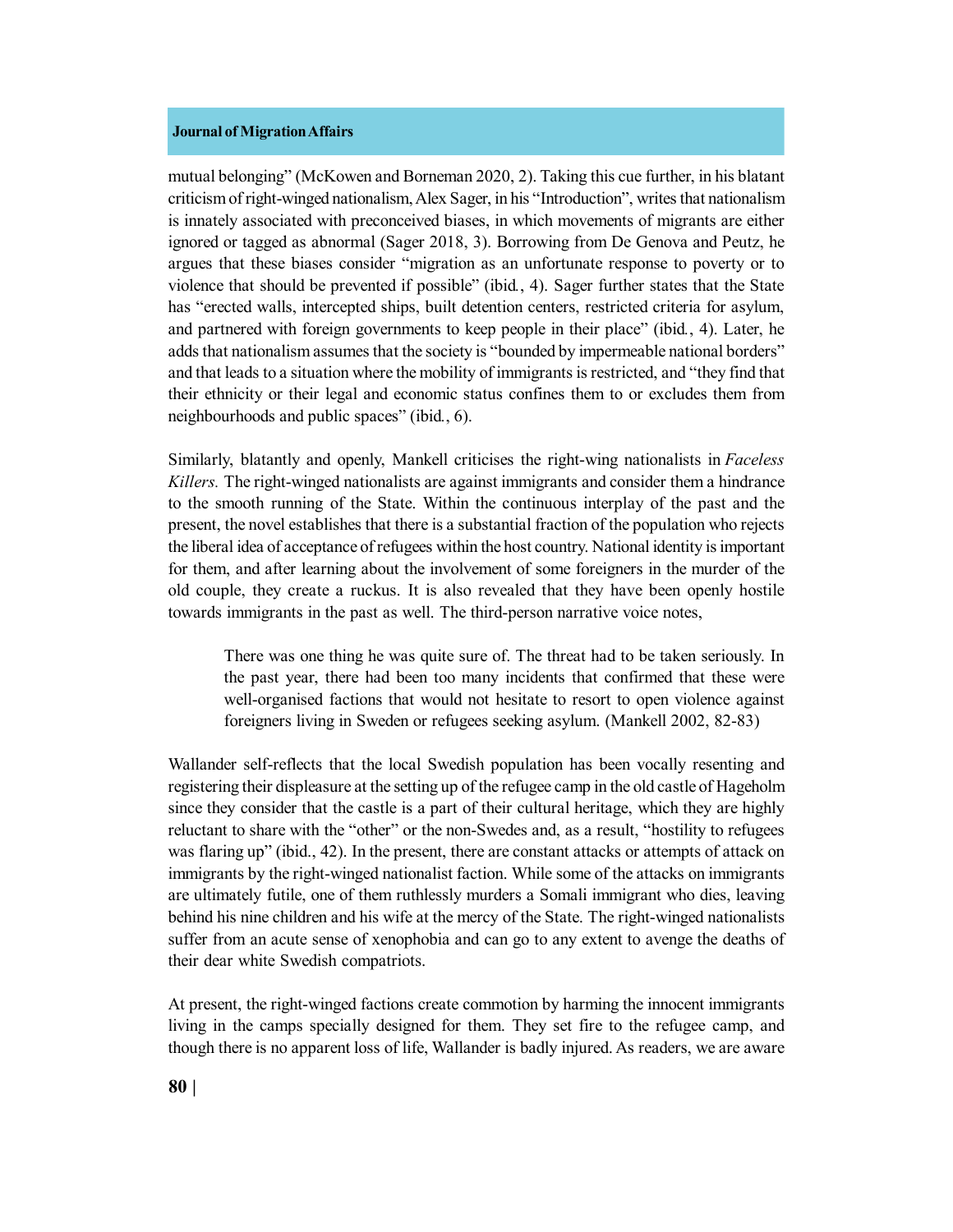mutual belonging" (McKowen and Borneman 2020, 2). Taking this cue further, in his blatant criticism of right-winged nationalism, Alex Sager, in his "Introduction", writes that nationalism is innately associated with preconceived biases, in which movements of migrants are either ignored or tagged as abnormal (Sager 2018, 3). Borrowing from De Genova and Peutz, he argues that these biases consider "migration as an unfortunate response to poverty or to violence that should be prevented if possible" (ibid., 4). Sager further states that the State has "erected walls, intercepted ships, built detention centers, restricted criteria for asylum, and partnered with foreign governments to keep people in their place" (ibid., 4). Later, he adds that nationalism assumes that the society is "bounded by impermeable national borders" and that leads to a situation where the mobility of immigrants is restricted, and "they find that their ethnicity or their legal and economic status confines them to or excludes them from neighbourhoods and public spaces" (ibid., 6).

Similarly, blatantly and openly, Mankell criticises the right-wing nationalists in *Faceless Killers.* The right-winged nationalists are against immigrants and consider them a hindrance to the smooth running of the State. Within the continuous interplay of the past and the present, the novel establishes that there is a substantial fraction of the population who rejects the liberal idea of acceptance of refugees within the host country. National identity is important for them, and after learning about the involvement of some foreigners in the murder of the old couple, they create a ruckus. It is also revealed that they have been openly hostile towards immigrants in the past as well. The third-person narrative voice notes,

> There was one thing he was quite sure of. The threat had to be taken seriously. In the past year, there had been too many incidents that confirmed that these were well-organised factions that would not hesitate to resort to open violence against foreigners living in Sweden or refugees seeking asylum. (Mankell 2002, 82-83)

Wallander self-reflects that the local Swedish population has been vocally resenting and registering their displeasure at the setting up of the refugee camp in the old castle of Hageholm since they consider that the castle is a part of their cultural heritage, which they are highly reluctant to share with the "other" or the non-Swedes and, as a result, "hostility to refugees was flaring up" (ibid., 42). In the present, there are constant attacks or attempts of attack on immigrants by the right-winged nationalist faction. While some of the attacks on immigrants are ultimately futile, one of them ruthlessly murders a Somali immigrant who dies, leaving behind his nine children and his wife at the mercy of the State. The right-winged nationalists suffer from an acute sense of xenophobia and can go to any extent to avenge the deaths of their dear white Swedish compatriots.

At present, the right-winged factions create commotion by harming the innocent immigrants living in the camps specially designed for them. They set fire to the refugee camp, and though there is no apparent loss of life, Wallander is badly injured. As readers, we are aware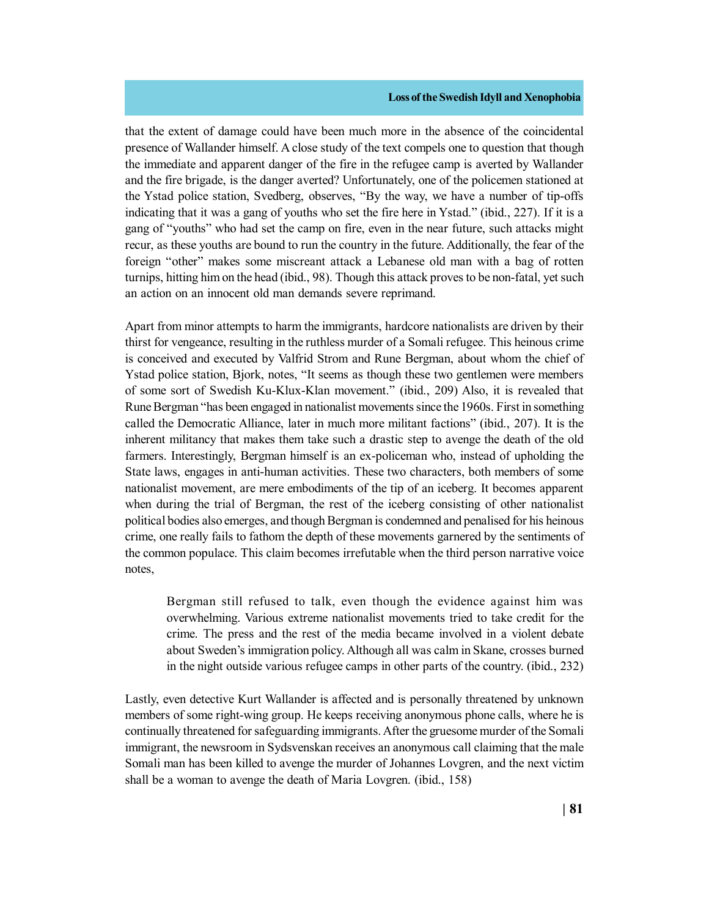that the extent of damage could have been much more in the absence of the coincidental presence of Wallander himself. A close study of the text compels one to question that though the immediate and apparent danger of the fire in the refugee camp is averted by Wallander and the fire brigade, is the danger averted? Unfortunately, one of the policemen stationed at the Ystad police station, Svedberg, observes, "By the way, we have a number of tip-offs indicating that it was a gang of youths who set the fire here in Ystad." (ibid., 227). If it is a gang of "youths" who had set the camp on fire, even in the near future, such attacks might recur, as these youths are bound to run the country in the future. Additionally, the fear of the foreign "other" makes some miscreant attack a Lebanese old man with a bag of rotten turnips, hitting him on the head (ibid., 98). Though this attack proves to be non-fatal, yet such an action on an innocent old man demands severe reprimand.

Apart from minor attempts to harm the immigrants, hardcore nationalists are driven by their thirst for vengeance, resulting in the ruthless murder of a Somali refugee. This heinous crime is conceived and executed by Valfrid Strom and Rune Bergman, about whom the chief of Ystad police station, Bjork, notes, "It seems as though these two gentlemen were members of some sort of Swedish Ku-Klux-Klan movement." (ibid., 209) Also, it is revealed that Rune Bergman "has been engaged in nationalist movements since the 1960s. First in something called the Democratic Alliance, later in much more militant factions" (ibid., 207). It is the inherent militancy that makes them take such a drastic step to avenge the death of the old farmers. Interestingly, Bergman himself is an ex-policeman who, instead of upholding the State laws, engages in anti-human activities. These two characters, both members of some nationalist movement, are mere embodiments of the tip of an iceberg. It becomes apparent when during the trial of Bergman, the rest of the iceberg consisting of other nationalist political bodies also emerges, and though Bergman is condemned and penalised for his heinous crime, one really fails to fathom the depth of these movements garnered by the sentiments of the common populace. This claim becomes irrefutable when the third person narrative voice notes,

> Bergman still refused to talk, even though the evidence against him was overwhelming. Various extreme nationalist movements tried to take credit for the crime. The press and the rest of the media became involved in a violent debate about Sweden's immigration policy. Although all was calm in Skane, crosses burned in the night outside various refugee camps in other parts of the country. (ibid., 232)

Lastly, even detective Kurt Wallander is affected and is personally threatened by unknown members of some right-wing group. He keeps receiving anonymous phone calls, where he is continually threatened for safeguarding immigrants. After the gruesome murder of the Somali immigrant, the newsroom in Sydsvenskan receives an anonymous call claiming that the male Somali man has been killed to avenge the murder of Johannes Lovgren, and the next victim shall be a woman to avenge the death of Maria Lovgren. (ibid., 158)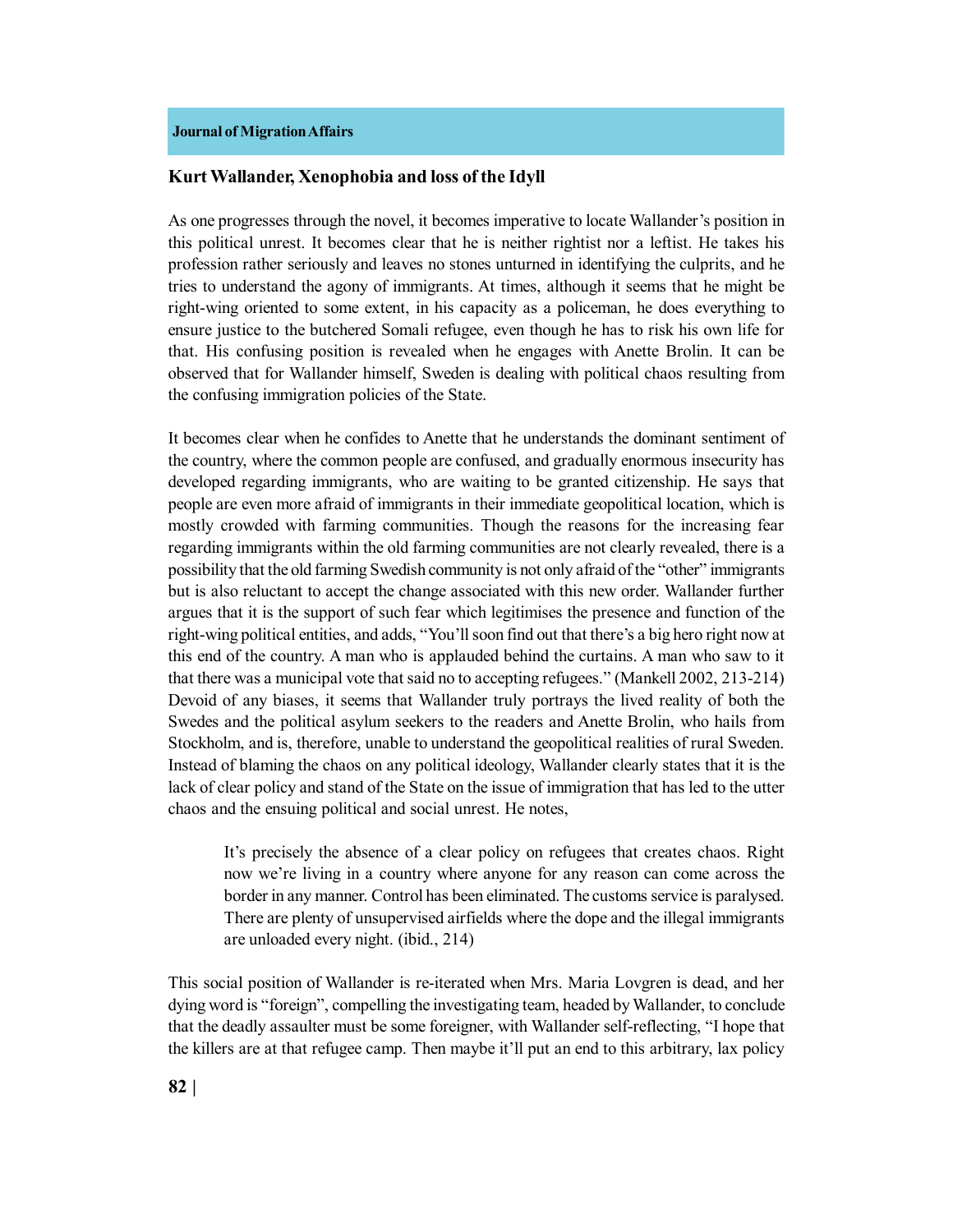## Kurt Wallander, Xenophobia and loss of the Idyll

As one progresses through the novel, it becomes imperative to locate Wallander's position in this political unrest. It becomes clear that he is neither rightist nor a leftist. He takes his profession rather seriously and leaves no stones unturned in identifying the culprits, and he tries to understand the agony of immigrants. At times, although it seems that he might be right-wing oriented to some extent, in his capacity as a policeman, he does everything to ensure justice to the butchered Somali refugee, even though he has to risk his own life for that. His confusing position is revealed when he engages with Anette Brolin. It can be observed that for Wallander himself, Sweden is dealing with political chaos resulting from the confusing immigration policies of the State.

It becomes clear when he confides to Anette that he understands the dominant sentiment of the country, where the common people are confused, and gradually enormous insecurity has developed regarding immigrants, who are waiting to be granted citizenship. He says that people are even more afraid of immigrants in their immediate geopolitical location, which is mostly crowded with farming communities. Though the reasons for the increasing fear regarding immigrants within the old farming communities are not clearly revealed, there is a possibility that the old farming Swedish community is not only afraid of the "other" immigrants but is also reluctant to accept the change associated with this new order. Wallander further argues that it is the support of such fear which legitimises the presence and function of the right-wing political entities, and adds, "You'll soon find out that there's a big hero right now at this end of the country. A man who is applauded behind the curtains. A man who saw to it that there was a municipal vote that said no to accepting refugees." (Mankell 2002, 213-214) Devoid of any biases, it seems that Wallander truly portrays the lived reality of both the Swedes and the political asylum seekers to the readers and Anette Brolin, who hails from Stockholm, and is, therefore, unable to understand the geopolitical realities of rural Sweden. Instead of blaming the chaos on any political ideology, Wallander clearly states that it is the lack of clear policy and stand of the State on the issue of immigration that has led to the utter chaos and the ensuing political and social unrest. He notes,

> It's precisely the absence of a clear policy on refugees that creates chaos. Right now we're living in a country where anyone for any reason can come across the border in any manner. Control has been eliminated. The customs service is paralysed. There are plenty of unsupervised airfields where the dope and the illegal immigrants are unloaded every night. (ibid., 214)

This social position of Wallander is re-iterated when Mrs. Maria Lovgren is dead, and her dying word is "foreign", compelling the investigating team, headed by Wallander, to conclude that the deadly assaulter must be some foreigner, with Wallander self-reflecting, "I hope that the killers are at that refugee camp. Then maybe it'll put an end to this arbitrary, lax policy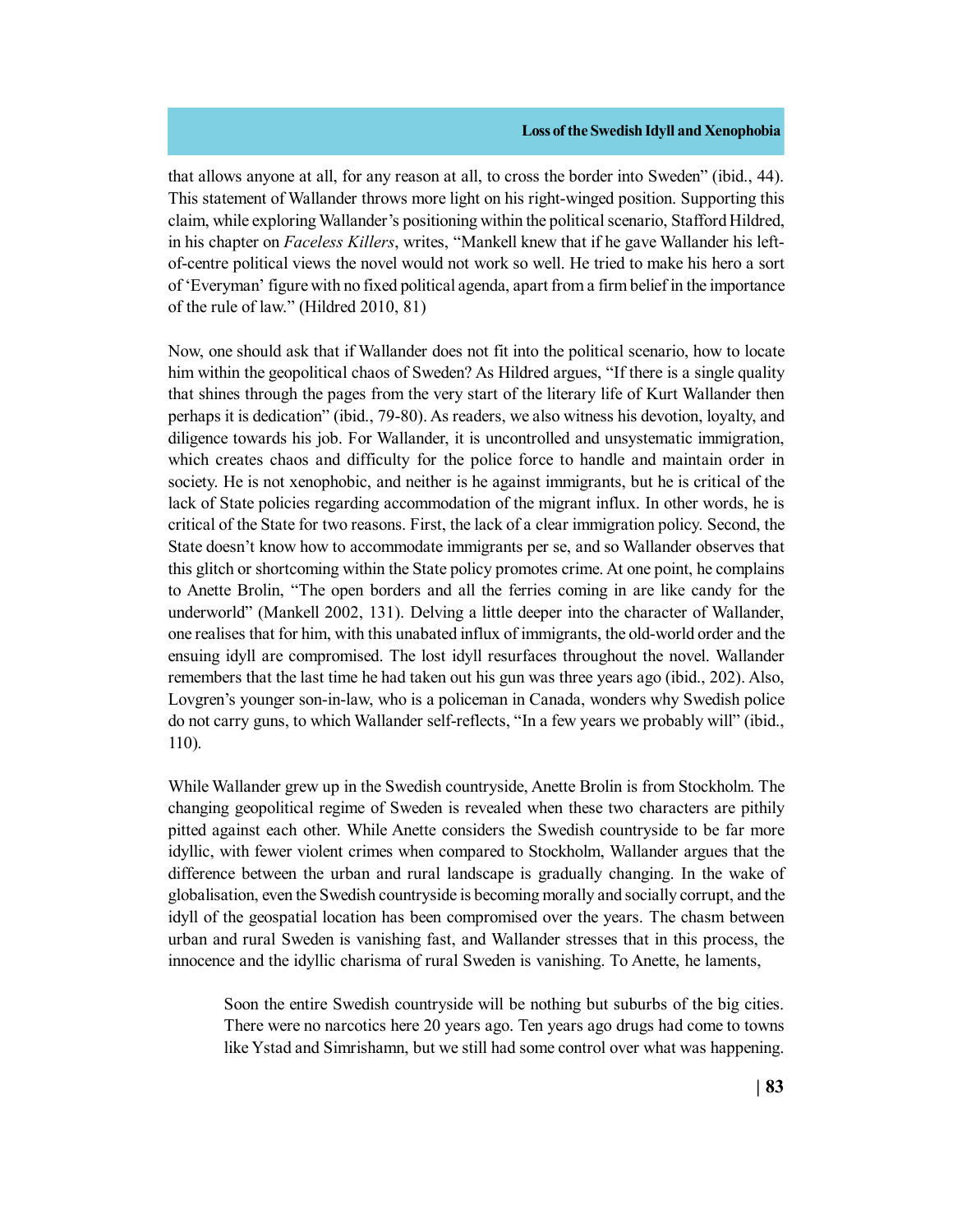that allows anyone at all, for any reason at all, to cross the border into Sweden" (ibid., 44). This statement of Wallander throws more light on his right-winged position. Supporting this claim, while exploring Wallander's positioning within the political scenario, Stafford Hildred, in his chapter on *Faceless Killers*, writes, "Mankell knew that if he gave Wallander his left-of-centre political views the novel would not work so well. He tried to make his hero a sort of 'Everyman' figure with no fixed political agenda, apart from a firm belief in the importance of the rule of law." (Hildred 2010, 81)

Now, one should ask that if Wallander does not fit into the political scenario, how to locate him within the geopolitical chaos of Sweden? As Hildred argues, "If there is a single quality that shines through the pages from the very start of the literary life of Kurt Wallander then perhaps it is dedication" (ibid., 79-80). As readers, we also witness his devotion, loyalty, and diligence towards his job. For Wallander, it is uncontrolled and unsystematic immigration, which creates chaos and difficulty for the police force to handle and maintain order in society. He is not xenophobic, and neither is he against immigrants, but he is critical of the lack of State policies regarding accommodation of the migrant influx. In other words, he is critical of the State for two reasons. First, the lack of a clear immigration policy. Second, the State doesn't know how to accommodate immigrants per se, and so Wallander observes that this glitch or shortcoming within the State policy promotes crime. At one point, he complains to Anette Brolin, "The open borders and all the ferries coming in are like candy for the underworld" (Mankell 2002, 131). Delving a little deeper into the character of Wallander, one realises that for him, with this unabated influx of immigrants, the old-world order and the ensuing idyll are compromised. The lost idyll resurfaces throughout the novel. Wallander remembers that the last time he had taken out his gun was three years ago (ibid., 202). Also, Lovgren's younger son-in-law, who is a policeman in Canada, wonders why Swedish police do not carry guns, to which Wallander self-reflects, "In a few years we probably will" (ibid., 110).

While Wallander grew up in the Swedish countryside, Anette Brolin is from Stockholm. The changing geopolitical regime of Sweden is revealed when these two characters are pithily pitted against each other. While Anette considers the Swedish countryside to be far more idyllic, with fewer violent crimes when compared to Stockholm, Wallander argues that the difference between the urban and rural landscape is gradually changing. In the wake of globalisation, even the Swedish countryside is becoming morally and socially corrupt, and the idyll of the geospatial location has been compromised over the years. The chasm between urban and rural Sweden is vanishing fast, and Wallander stresses that in this process, the innocence and the idyllic charisma of rural Sweden is vanishing. To Anette, he laments,

> Soon the entire Swedish countryside will be nothing but suburbs of the big cities. There were no narcotics here 20 years ago. Ten years ago drugs had come to towns like Ystad and Simrishamn, but we still had some control over what was happening.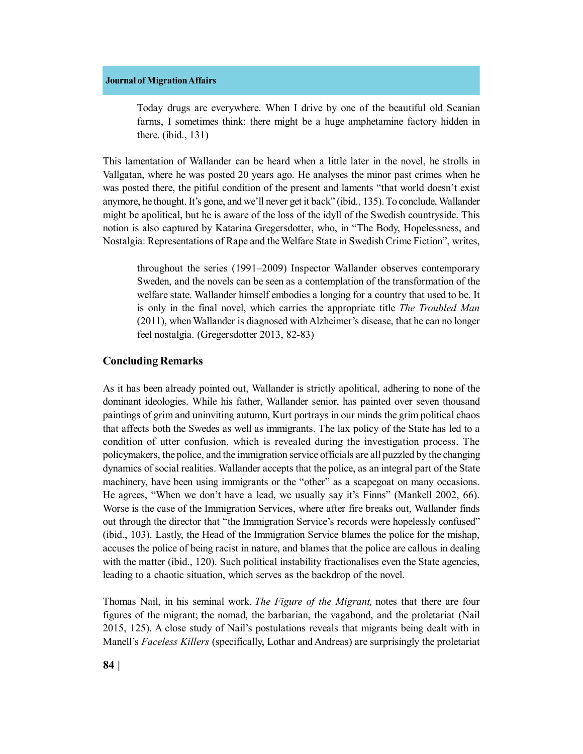> Today drugs are everywhere. When I drive by one of the beautiful old Scanian farms, I sometimes think: there might be a huge amphetamine factory hidden in there. (ibid., 131)

This lamentation of Wallander can be heard when a little later in the novel, he strolls in Vallgatan, where he was posted 20 years ago. He analyses the minor past crimes when he was posted there, the pitiful condition of the present and laments "that world doesn't exist anymore, he thought. It's gone, and we'll never get it back" (ibid., 135). To conclude, Wallander might be apolitical, but he is aware of the loss of the idyll of the Swedish countryside. This notion is also captured by Katarina Gregersdotter, who, in "The Body, Hopelessness, and Nostalgia: Representations of Rape and the Welfare State in Swedish Crime Fiction", writes,

> throughout the series (1991–2009) Inspector Wallander observes contemporary Sweden, and the novels can be seen as a contemplation of the transformation of the welfare state. Wallander himself embodies a longing for a country that used to be. It is only in the final novel, which carries the appropriate title *The Troubled Man* (2011), when Wallander is diagnosed with Alzheimer's disease, that he can no longer feel nostalgia. (Gregersdotter 2013, 82-83)

## Concluding Remarks

As it has been already pointed out, Wallander is strictly apolitical, adhering to none of the dominant ideologies. While his father, Wallander senior, has painted over seven thousand paintings of grim and uninviting autumn, Kurt portrays in our minds the grim political chaos that affects both the Swedes as well as immigrants. The lax policy of the State has led to a condition of utter confusion, which is revealed during the investigation process. The policymakers, the police, and the immigration service officials are all puzzled by the changing dynamics of social realities. Wallander accepts that the police, as an integral part of the State machinery, have been using immigrants or the "other" as a scapegoat on many occasions. He agrees, "When we don't have a lead, we usually say it's Finns" (Mankell 2002, 66). Worse is the case of the Immigration Services, where after fire breaks out, Wallander finds out through the director that "the Immigration Service's records were hopelessly confused" (ibid., 103). Lastly, the Head of the Immigration Service blames the police for the mishap, accuses the police of being racist in nature, and blames that the police are callous in dealing with the matter (ibid., 120). Such political instability fractionalises even the State agencies, leading to a chaotic situation, which serves as the backdrop of the novel.

Thomas Nail, in his seminal work, *The Figure of the Migrant,* notes that there are four figures of the migrant; **t**he nomad, the barbarian, the vagabond, and the proletariat (Nail 2015, 125). A close study of Nail's postulations reveals that migrants being dealt with in Manell's *Faceless Killers* (specifically, Lothar and Andreas) are surprisingly the proletariat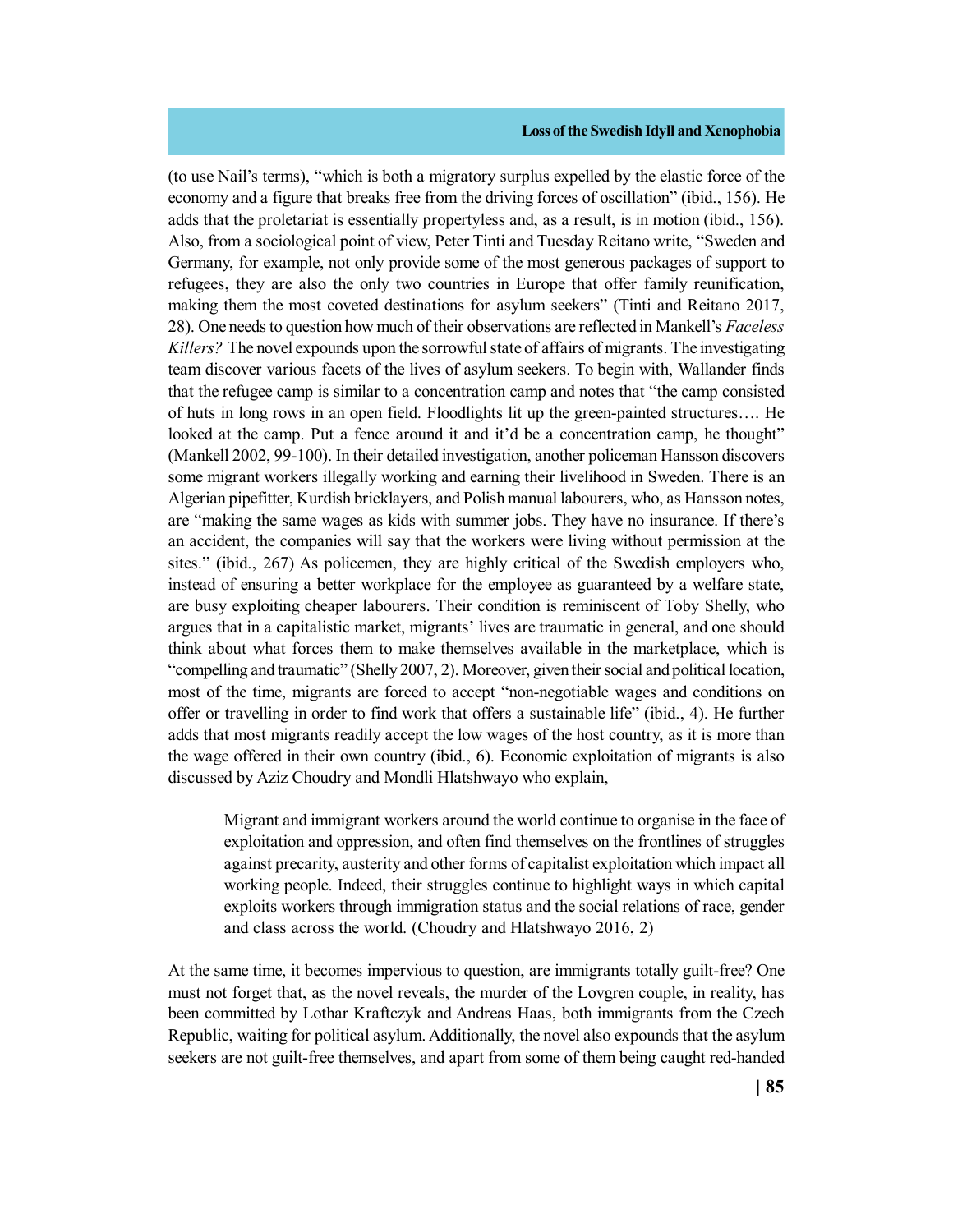(to use Nail's terms), "which is both a migratory surplus expelled by the elastic force of the economy and a figure that breaks free from the driving forces of oscillation" (ibid., 156). He adds that the proletariat is essentially propertyless and, as a result, is in motion (ibid., 156). Also, from a sociological point of view, Peter Tinti and Tuesday Reitano write, "Sweden and Germany, for example, not only provide some of the most generous packages of support to refugees, they are also the only two countries in Europe that offer family reunification, making them the most coveted destinations for asylum seekers" (Tinti and Reitano 2017, 28). One needs to question how much of their observations are reflected in Mankell's *Faceless Killers?* The novel expounds upon the sorrowful state of affairs of migrants. The investigating team discover various facets of the lives of asylum seekers. To begin with, Wallander finds that the refugee camp is similar to a concentration camp and notes that "the camp consisted of huts in long rows in an open field. Floodlights lit up the green-painted structures…. He looked at the camp. Put a fence around it and it'd be a concentration camp, he thought" (Mankell 2002, 99-100). In their detailed investigation, another policeman Hansson discovers some migrant workers illegally working and earning their livelihood in Sweden. There is an Algerian pipefitter, Kurdish bricklayers, and Polish manual labourers, who, as Hansson notes, are "making the same wages as kids with summer jobs. They have no insurance. If there's an accident, the companies will say that the workers were living without permission at the sites." (ibid., 267) As policemen, they are highly critical of the Swedish employers who, instead of ensuring a better workplace for the employee as guaranteed by a welfare state, are busy exploiting cheaper labourers. Their condition is reminiscent of Toby Shelly, who argues that in a capitalistic market, migrants' lives are traumatic in general, and one should think about what forces them to make themselves available in the marketplace, which is "compelling and traumatic" (Shelly 2007, 2). Moreover, given their social and political location, most of the time, migrants are forced to accept "non-negotiable wages and conditions on offer or travelling in order to find work that offers a sustainable life" (ibid., 4). He further adds that most migrants readily accept the low wages of the host country, as it is more than the wage offered in their own country (ibid., 6). Economic exploitation of migrants is also discussed by Aziz Choudry and Mondli Hlatshwayo who explain,

> Migrant and immigrant workers around the world continue to organise in the face of exploitation and oppression, and often find themselves on the frontlines of struggles against precarity, austerity and other forms of capitalist exploitation which impact all working people. Indeed, their struggles continue to highlight ways in which capital exploits workers through immigration status and the social relations of race, gender and class across the world. (Choudry and Hlatshwayo 2016, 2)

At the same time, it becomes impervious to question, are immigrants totally guilt-free? One must not forget that, as the novel reveals, the murder of the Lovgren couple, in reality, has been committed by Lothar Kraftczyk and Andreas Haas, both immigrants from the Czech Republic, waiting for political asylum. Additionally, the novel also expounds that the asylum seekers are not guilt-free themselves, and apart from some of them being caught red-handed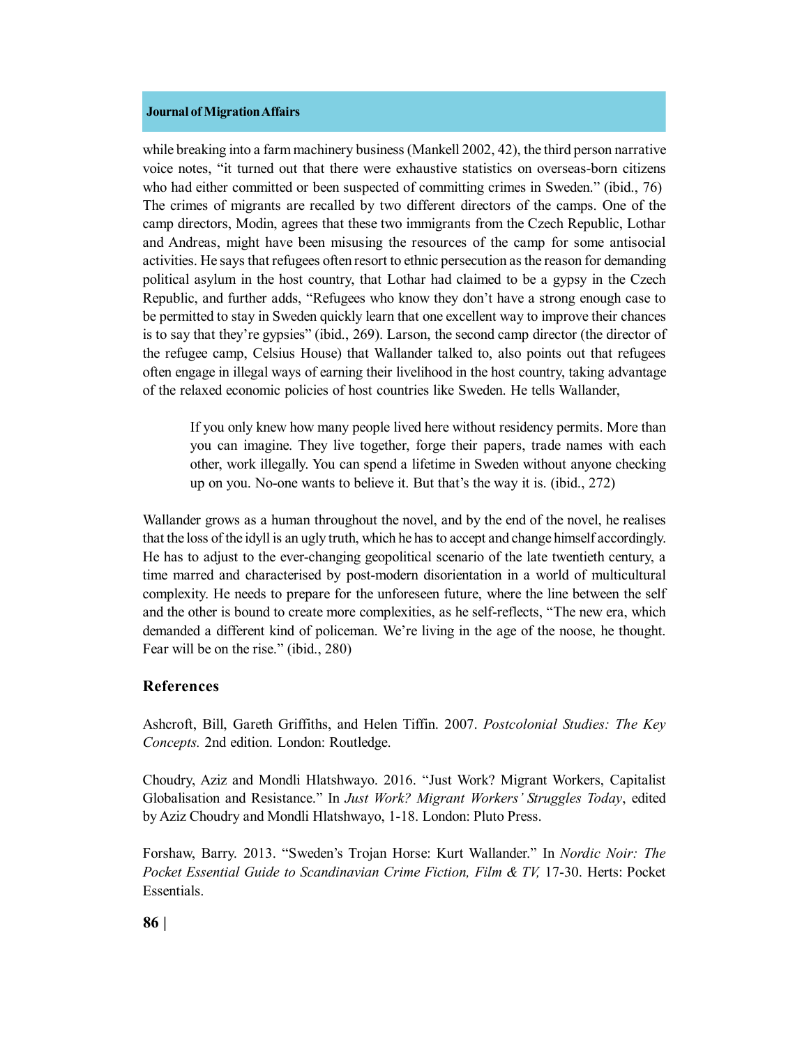while breaking into a farm machinery business (Mankell 2002, 42), the third person narrative voice notes, "it turned out that there were exhaustive statistics on overseas-born citizens who had either committed or been suspected of committing crimes in Sweden." (ibid., 76) The crimes of migrants are recalled by two different directors of the camps. One of the camp directors, Modin, agrees that these two immigrants from the Czech Republic, Lothar and Andreas, might have been misusing the resources of the camp for some antisocial activities. He says that refugees often resort to ethnic persecution as the reason for demanding political asylum in the host country, that Lothar had claimed to be a gypsy in the Czech Republic, and further adds, "Refugees who know they don't have a strong enough case to be permitted to stay in Sweden quickly learn that one excellent way to improve their chances is to say that they're gypsies" (ibid., 269). Larson, the second camp director (the director of the refugee camp, Celsius House) that Wallander talked to, also points out that refugees often engage in illegal ways of earning their livelihood in the host country, taking advantage of the relaxed economic policies of host countries like Sweden. He tells Wallander,

> If you only knew how many people lived here without residency permits. More than you can imagine. They live together, forge their papers, trade names with each other, work illegally. You can spend a lifetime in Sweden without anyone checking up on you. No-one wants to believe it. But that's the way it is. (ibid., 272)

Wallander grows as a human throughout the novel, and by the end of the novel, he realises that the loss of the idyll is an ugly truth, which he has to accept and change himself accordingly. He has to adjust to the ever-changing geopolitical scenario of the late twentieth century, a time marred and characterised by post-modern disorientation in a world of multicultural complexity. He needs to prepare for the unforeseen future, where the line between the self and the other is bound to create more complexities, as he self-reflects, "The new era, which demanded a different kind of policeman. We're living in the age of the noose, he thought. Fear will be on the rise." (ibid., 280)

## References

Ashcroft, Bill, Gareth Griffiths, and Helen Tiffin. 2007. *Postcolonial Studies: The Key Concepts.* 2nd edition. London: Routledge.

Choudry, Aziz and Mondli Hlatshwayo. 2016. "Just Work? Migrant Workers, Capitalist Globalisation and Resistance." In *Just Work? Migrant Workers' Struggles Today*, edited by Aziz Choudry and Mondli Hlatshwayo, 1-18. London: Pluto Press.

Forshaw, Barry. 2013. "Sweden's Trojan Horse: Kurt Wallander." In *Nordic Noir: The Pocket Essential Guide to Scandinavian Crime Fiction, Film & TV,* 17-30. Herts: Pocket Essentials.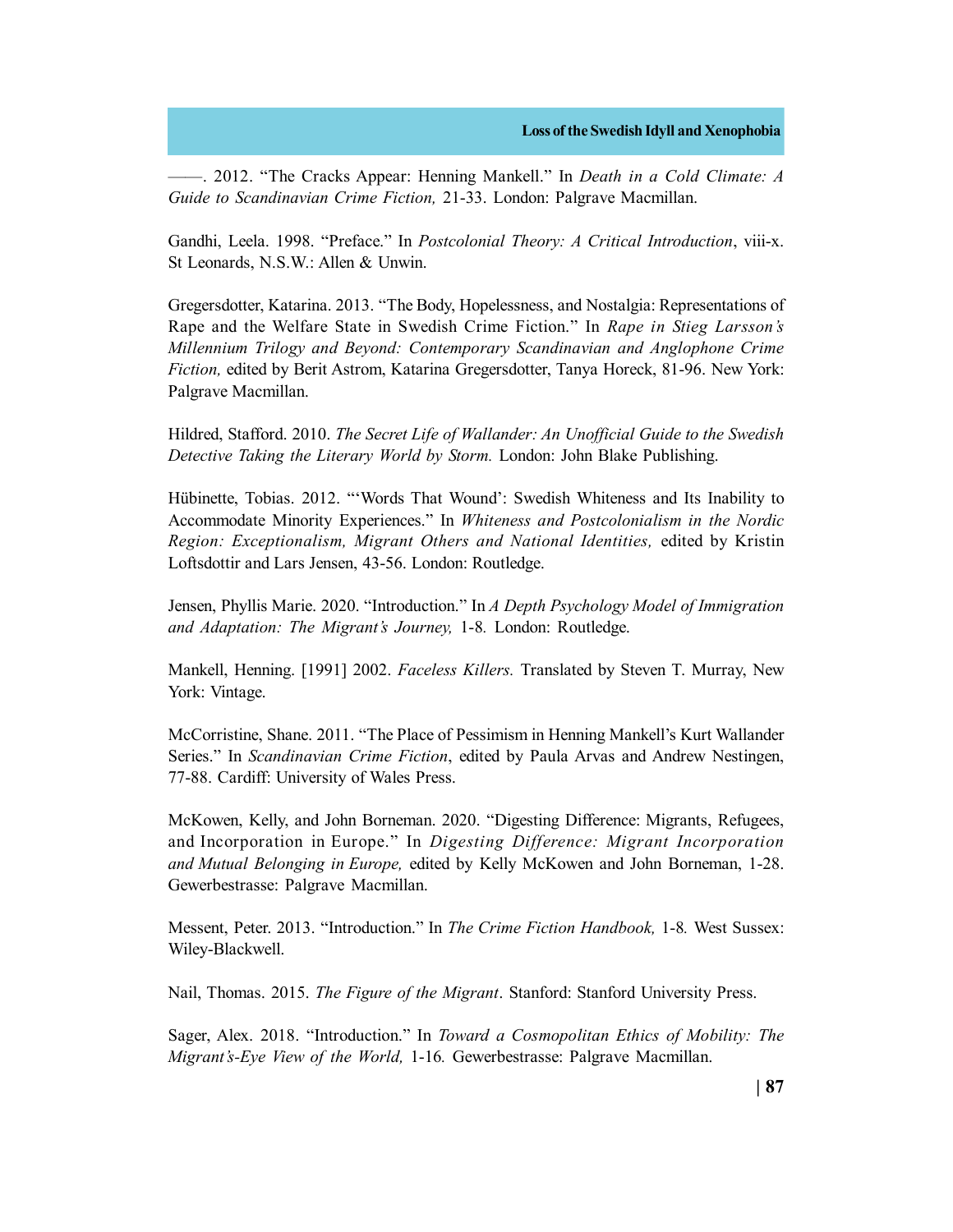——. 2012. “The Cracks Appear: Henning Mankell.” In *Death in a Cold Climate: A Guide to Scandinavian Crime Fiction,* 21-33. London: Palgrave Macmillan.

Gandhi, Leela. 1998. “Preface.” In *Postcolonial Theory: A Critical Introduction*, viii-x. St Leonards, N.S.W.: Allen & Unwin.

Gregersdotter, Katarina. 2013. “The Body, Hopelessness, and Nostalgia: Representations of Rape and the Welfare State in Swedish Crime Fiction.” In *Rape in Stieg Larsson’s Millennium Trilogy and Beyond: Contemporary Scandinavian and Anglophone Crime Fiction,* edited by Berit Astrom, Katarina Gregersdotter, Tanya Horeck, 81-96. New York: Palgrave Macmillan.

Hildred, Stafford. 2010. *The Secret Life of Wallander: An Unofficial Guide to the Swedish Detective Taking the Literary World by Storm.* London: John Blake Publishing.

Hübinette, Tobias. 2012. “‘Words That Wound’: Swedish Whiteness and Its Inability to Accommodate Minority Experiences.” In *Whiteness and Postcolonialism in the Nordic Region: Exceptionalism, Migrant Others and National Identities,* edited by Kristin Loftsdottir and Lars Jensen, 43-56. London: Routledge.

Jensen, Phyllis Marie. 2020. “Introduction.” In *A Depth Psychology Model of Immigration and Adaptation: The Migrant’s Journey,* 1-8. London: Routledge.

Mankell, Henning. [1991] 2002. *Faceless Killers.* Translated by Steven T. Murray, New York: Vintage.

McCorristine, Shane. 2011. “The Place of Pessimism in Henning Mankell’s Kurt Wallander Series.” In *Scandinavian Crime Fiction*, edited by Paula Arvas and Andrew Nestingen, 77-88. Cardiff: University of Wales Press.

McKowen, Kelly, and John Borneman. 2020. “Digesting Difference: Migrants, Refugees, and Incorporation in Europe.” In *Digesting Difference: Migrant Incorporation and Mutual Belonging in Europe,* edited by Kelly McKowen and John Borneman, 1-28. Gewerbestrasse: Palgrave Macmillan.

Messent, Peter. 2013. “Introduction.” In *The Crime Fiction Handbook,* 1-8. West Sussex: Wiley-Blackwell.

Nail, Thomas. 2015. *The Figure of the Migrant*. Stanford: Stanford University Press.

Sager, Alex. 2018. “Introduction.” In *Toward a Cosmopolitan Ethics of Mobility: The Migrant’s-Eye View of the World,* 1-16. Gewerbestrasse: Palgrave Macmillan.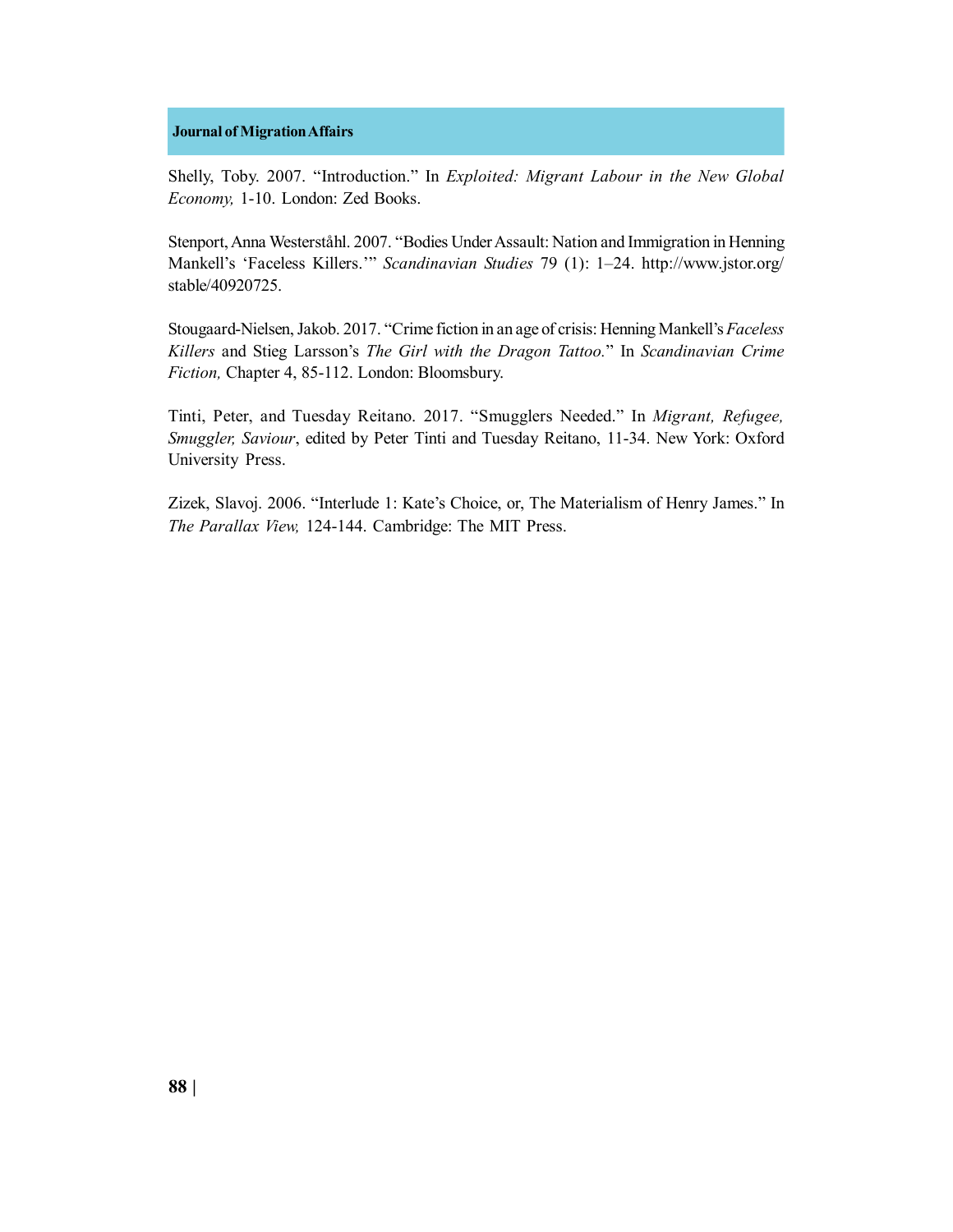Shelly, Toby. 2007. “Introduction.” In *Exploited: Migrant Labour in the New Global Economy,* 1-10. London: Zed Books.

Stenport, Anna Westerståhl. 2007. “Bodies Under Assault: Nation and Immigration in Henning Mankell’s ‘Faceless Killers.’” *Scandinavian Studies* 79 (1): 1–24. http://www.jstor.org/stable/40920725.

Stougaard-Nielsen, Jakob. 2017. “Crime fiction in an age of crisis: Henning Mankell’s *Faceless Killers* and Stieg Larsson’s *The Girl with the Dragon Tattoo.*” In *Scandinavian Crime Fiction,* Chapter 4, 85-112. London: Bloomsbury.

Tinti, Peter, and Tuesday Reitano. 2017. “Smugglers Needed.” In *Migrant, Refugee, Smuggler, Saviour*, edited by Peter Tinti and Tuesday Reitano, 11-34. New York: Oxford University Press.

Zizek, Slavoj. 2006. “Interlude 1: Kate’s Choice, or, The Materialism of Henry James.” In *The Parallax View,* 124-144. Cambridge: The MIT Press.